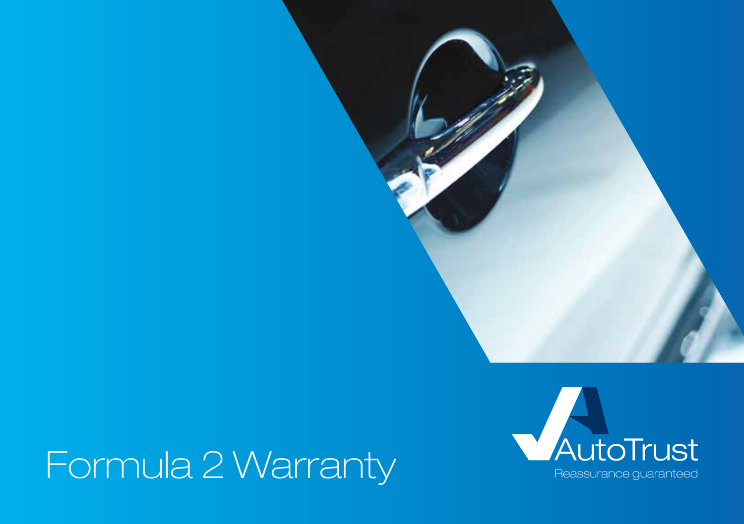# Formula 2 Warranty

AutoTrust

Reassurance guaranteed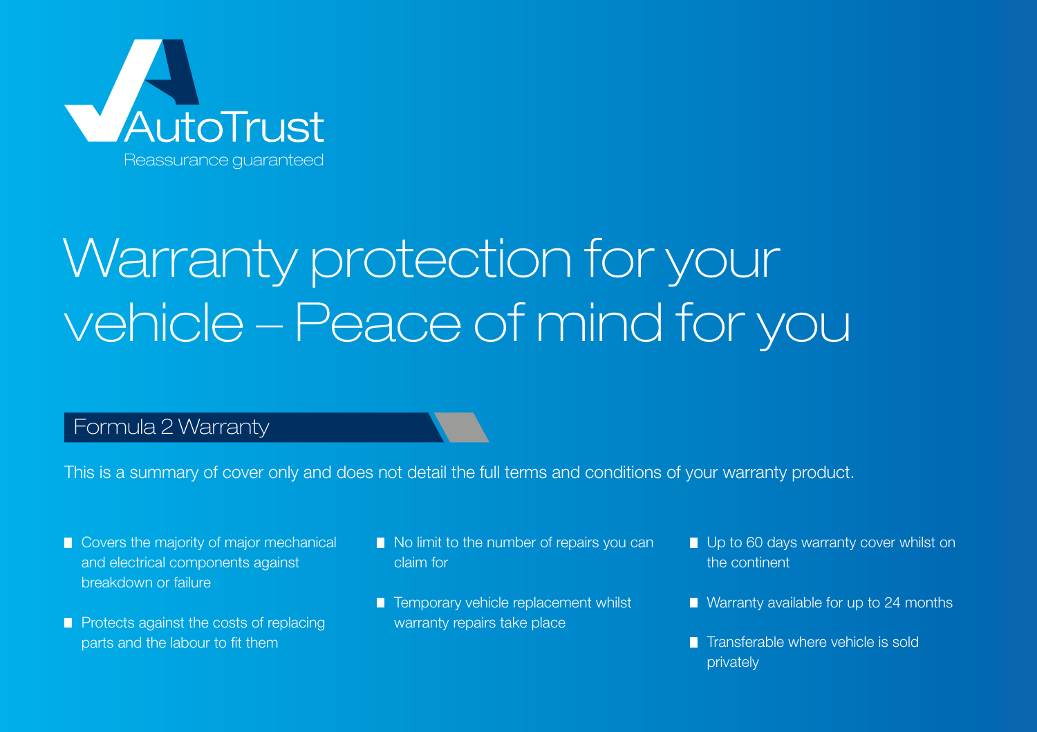AutoTrust

Reassurance guaranteed

# Warranty protection for your vehicle – Peace of mind for you

## Formula 2 Warranty

This is a summary of cover only and does not detail the full terms and conditions of your warranty product.

- Covers the majority of major mechanical and electrical components against breakdown or failure
- Protects against the costs of replacing parts and the labour to fit them
- No limit to the number of repairs you can claim for
- Temporary vehicle replacement whilst warranty repairs take place
- Up to 60 days warranty cover whilst on the continent
- Warranty available for up to 24 months
- Transferable where vehicle is sold privately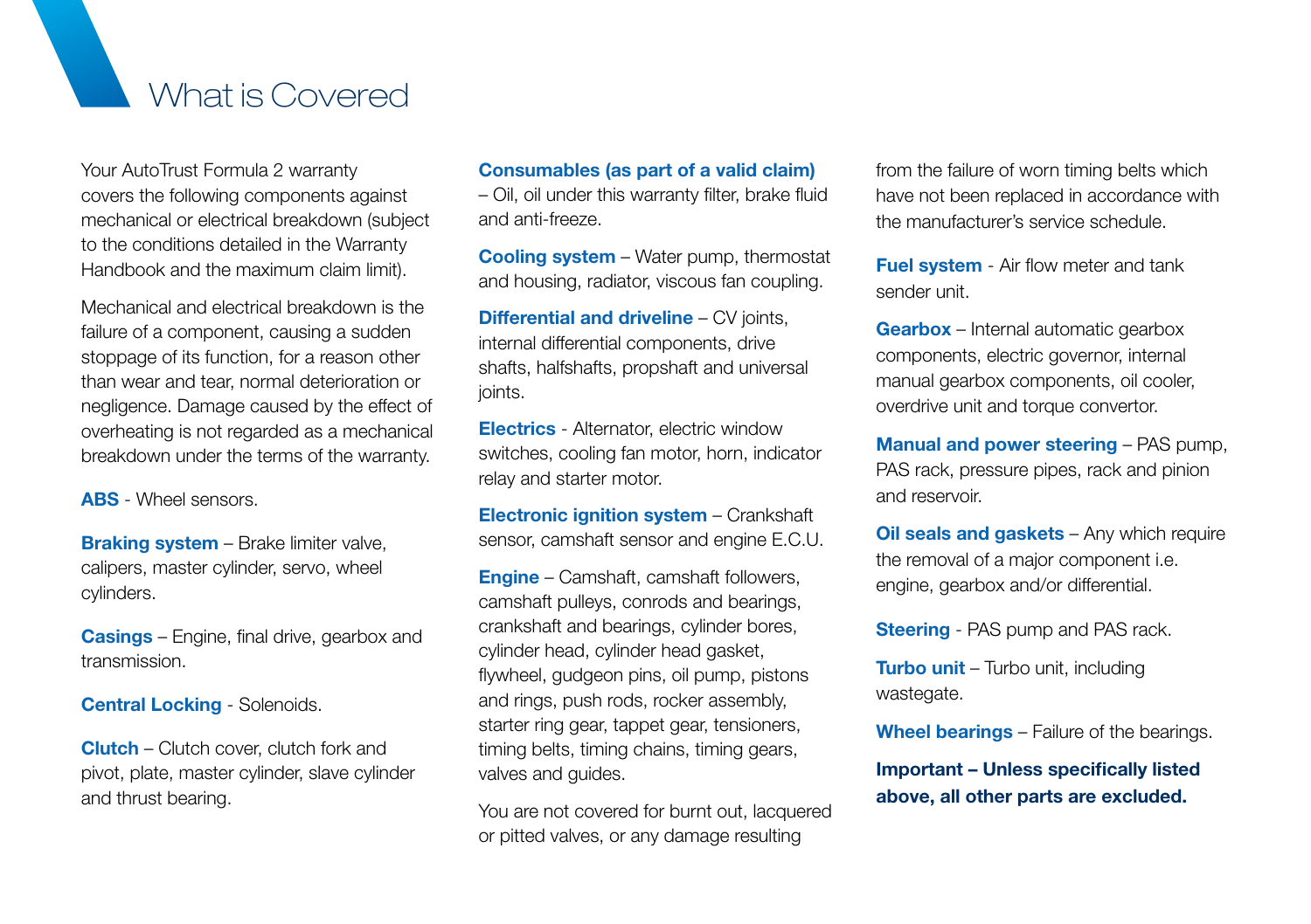# What is Covered

Your AutoTrust Formula 2 warranty covers the following components against mechanical or electrical breakdown (subject to the conditions detailed in the Warranty Handbook and the maximum claim limit).

Mechanical and electrical breakdown is the failure of a component, causing a sudden stoppage of its function, for a reason other than wear and tear, normal deterioration or negligence. Damage caused by the effect of overheating is not regarded as a mechanical breakdown under the terms of the warranty.

**ABS** - Wheel sensors.

**Braking system** – Brake limiter valve, calipers, master cylinder, servo, wheel cylinders.

**Casings** – Engine, final drive, gearbox and transmission.

**Central Locking** - Solenoids.

**Clutch** – Clutch cover, clutch fork and pivot, plate, master cylinder, slave cylinder and thrust bearing.

**Consumables (as part of a valid claim)** – Oil, oil under this warranty filter, brake fluid and anti-freeze.

**Cooling system** – Water pump, thermostat and housing, radiator, viscous fan coupling.

**Differential and driveline** – CV joints, internal differential components, drive shafts, halfshafts, propshaft and universal joints.

**Electrics** - Alternator, electric window switches, cooling fan motor, horn, indicator relay and starter motor.

**Electronic ignition system** – Crankshaft sensor, camshaft sensor and engine E.C.U.

**Engine** – Camshaft, camshaft followers, camshaft pulleys, conrods and bearings, crankshaft and bearings, cylinder bores, cylinder head, cylinder head gasket, flywheel, gudgeon pins, oil pump, pistons and rings, push rods, rocker assembly, starter ring gear, tappet gear, tensioners, timing belts, timing chains, timing gears, valves and guides.

You are not covered for burnt out, lacquered or pitted valves, or any damage resulting from the failure of worn timing belts which have not been replaced in accordance with the manufacturer's service schedule.

**Fuel system** - Air flow meter and tank sender unit.

**Gearbox** – Internal automatic gearbox components, electric governor, internal manual gearbox components, oil cooler, overdrive unit and torque convertor.

**Manual and power steering** – PAS pump, PAS rack, pressure pipes, rack and pinion and reservoir.

**Oil seals and gaskets** – Any which require the removal of a major component i.e. engine, gearbox and/or differential.

**Steering** - PAS pump and PAS rack.

**Turbo unit** – Turbo unit, including wastegate.

**Wheel bearings** – Failure of the bearings.

**Important – Unless specifically listed above, all other parts are excluded.**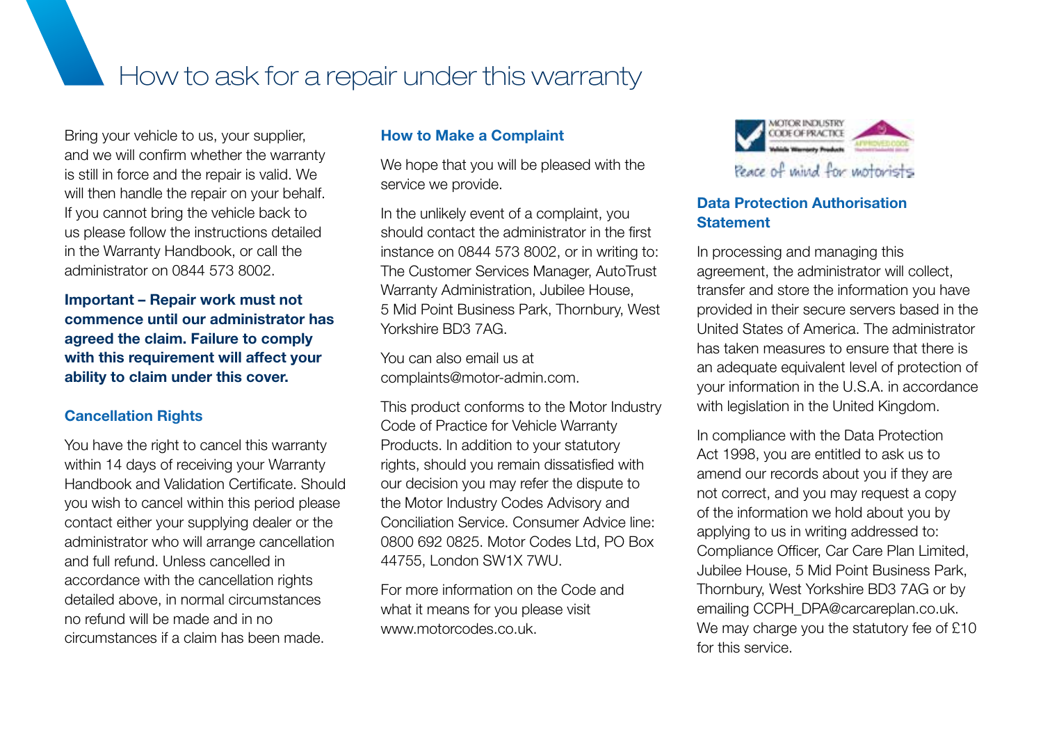# How to ask for a repair under this warranty

Bring your vehicle to us, your supplier, and we will confirm whether the warranty is still in force and the repair is valid. We will then handle the repair on your behalf. If you cannot bring the vehicle back to us please follow the instructions detailed in the Warranty Handbook, or call the administrator on 0844 573 8002.

**Important – Repair work must not commence until our administrator has agreed the claim. Failure to comply with this requirement will affect your ability to claim under this cover.**

### Cancellation Rights

You have the right to cancel this warranty within 14 days of receiving your Warranty Handbook and Validation Certificate. Should you wish to cancel within this period please contact either your supplying dealer or the administrator who will arrange cancellation and full refund. Unless cancelled in accordance with the cancellation rights detailed above, in normal circumstances no refund will be made and in no circumstances if a claim has been made.

### How to Make a Complaint

We hope that you will be pleased with the service we provide.

In the unlikely event of a complaint, you should contact the administrator in the first instance on 0844 573 8002, or in writing to: The Customer Services Manager, AutoTrust Warranty Administration, Jubilee House, 5 Mid Point Business Park, Thornbury, West Yorkshire BD3 7AG.

You can also email us at complaints@motor-admin.com.

This product conforms to the Motor Industry Code of Practice for Vehicle Warranty Products. In addition to your statutory rights, should you remain dissatisfied with our decision you may refer the dispute to the Motor Industry Codes Advisory and Conciliation Service. Consumer Advice line: 0800 692 0825. Motor Codes Ltd, PO Box 44755, London SW1X 7WU.

For more information on the Code and what it means for you please visit www.motorcodes.co.uk.

MOTOR INDUSTRY CODE OF PRACTICE Vehicle Warranty Products

Peace of mind for motorists

### Data Protection Authorisation Statement

In processing and managing this agreement, the administrator will collect, transfer and store the information you have provided in their secure servers based in the United States of America. The administrator has taken measures to ensure that there is an adequate equivalent level of protection of your information in the U.S.A. in accordance with legislation in the United Kingdom.

In compliance with the Data Protection Act 1998, you are entitled to ask us to amend our records about you if they are not correct, and you may request a copy of the information we hold about you by applying to us in writing addressed to: Compliance Officer, Car Care Plan Limited, Jubilee House, 5 Mid Point Business Park, Thornbury, West Yorkshire BD3 7AG or by emailing CCPH_DPA@carcareplan.co.uk. We may charge you the statutory fee of £10 for this service.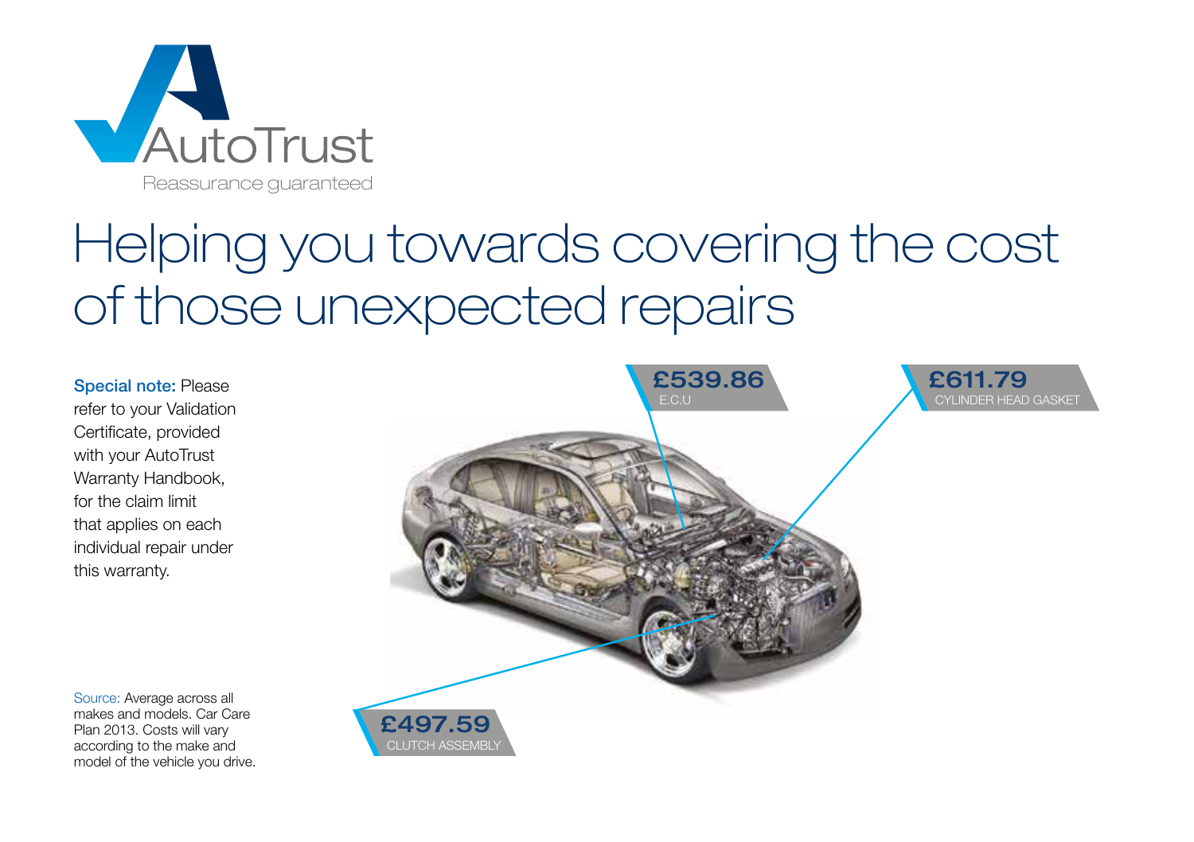AutoTrust

Reassurance guaranteed

# Helping you towards covering the cost of those unexpected repairs

**Special note:** Please refer to your Validation Certificate, provided with your AutoTrust Warranty Handbook, for the claim limit that applies on each individual repair under this warranty.

**£539.86**
E.C.U

**£611.79**
CYLINDER HEAD GASKET

**£497.59**
CLUTCH ASSEMBLY

Source: Average across all makes and models. Car Care Plan 2013. Costs will vary according to the make and model of the vehicle you drive.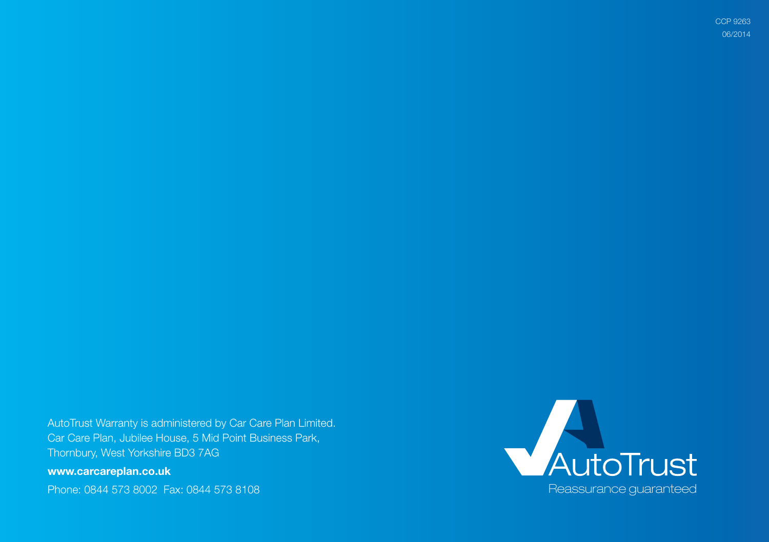CCP 9263
06/2014

AutoTrust Warranty is administered by Car Care Plan Limited.
Car Care Plan, Jubilee House, 5 Mid Point Business Park,
Thornbury, West Yorkshire BD3 7AG

**www.carcareplan.co.uk**

Phone: 0844 573 8002 Fax: 0844 573 8108

AutoTrust
Reassurance guaranteed